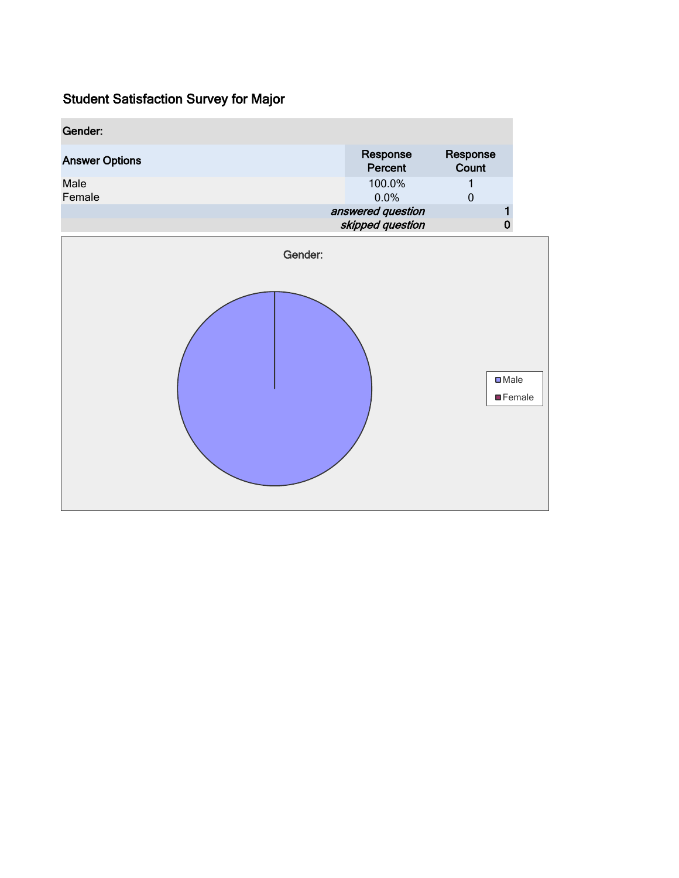# Student Satisfaction Survey for Major

| Gender: | | |
|---|---|---|
| Answer Options | Response Percent | Response Count |
| Male | 100.0% | 1 |
| Female | 0.0% | 0 |
| | *answered question* | 1 |
| | *skipped question* | 0 |

Gender:

Male
Female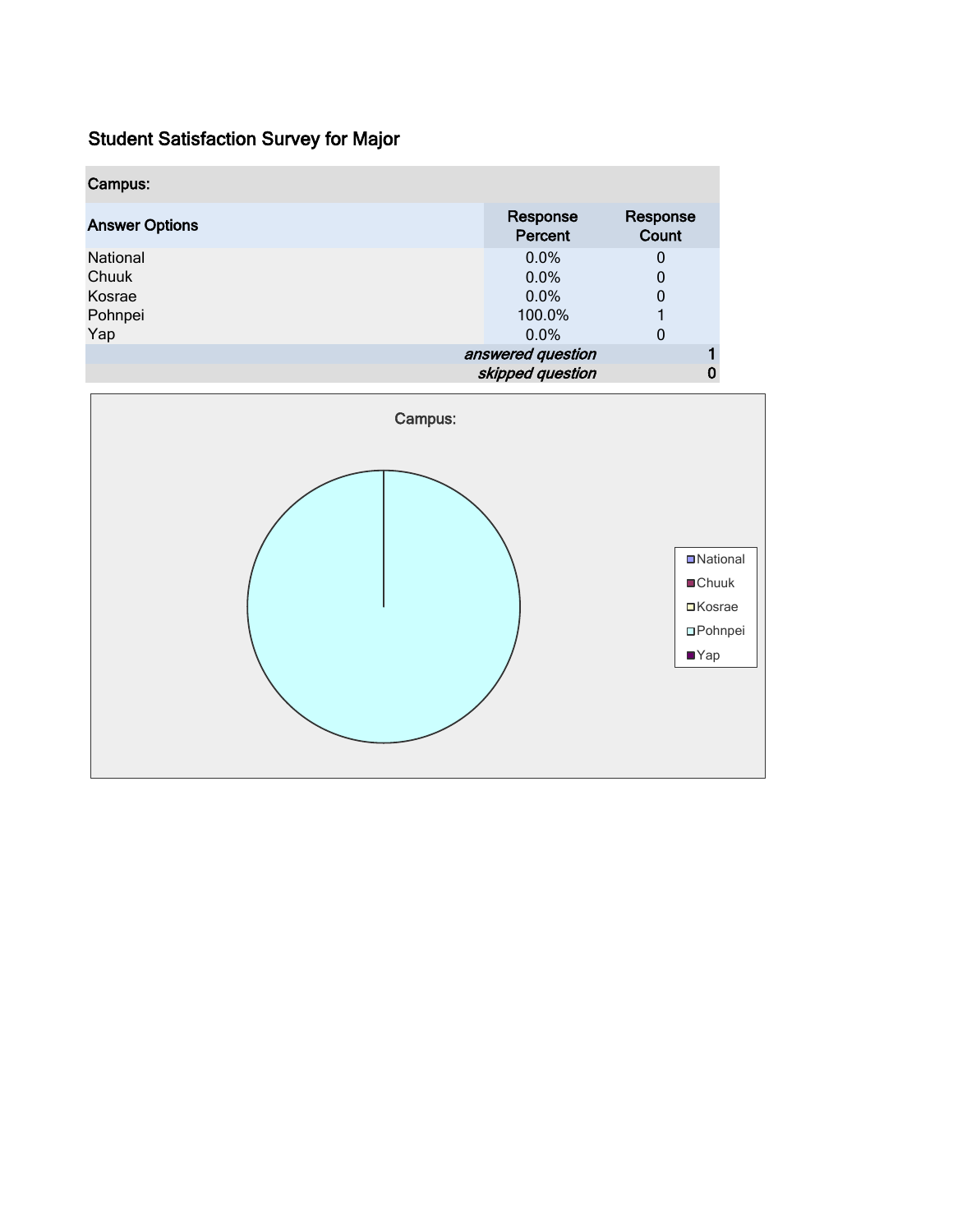## Student Satisfaction Survey for Major

| Campus: | | |
|---|---|---|
| **Answer Options** | **Response Percent** | **Response Count** |
| National | 0.0% | 0 |
| Chuuk | 0.0% | 0 |
| Kosrae | 0.0% | 0 |
| Pohnpei | 100.0% | 1 |
| Yap | 0.0% | 0 |
| | *answered question* | 1 |
| | *skipped question* | 0 |

Campus:

- National
- Chuuk
- Kosrae
- Pohnpei
- Yap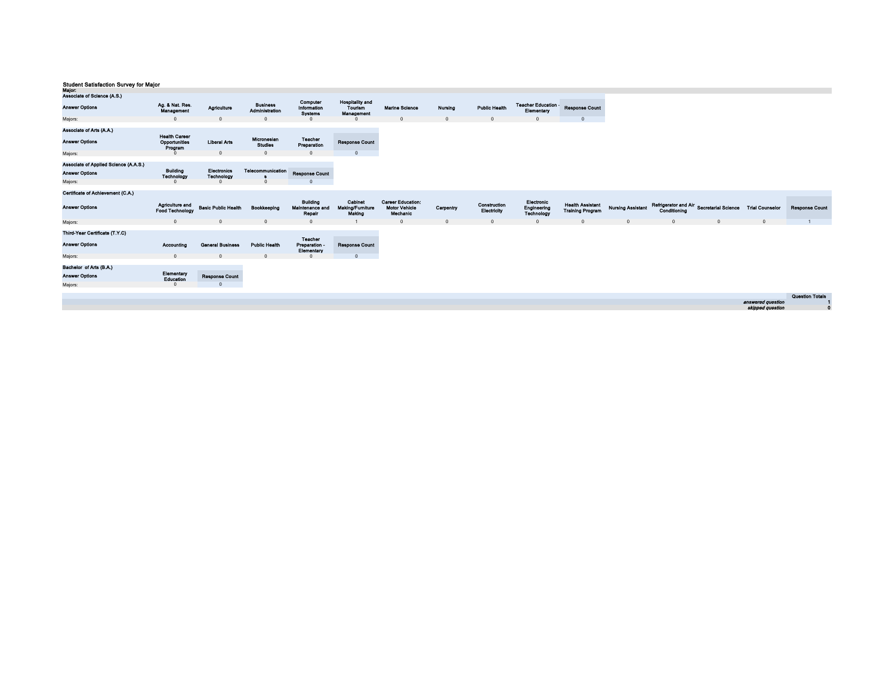**Student Satisfaction Survey for Major**

**Major:**

**Associate of Science (A.S.)**

| Answer Options | Ag. & Nat. Res. Management | Agriculture | Business Administration | Computer Information Systems | Hospitality and Tourism Management | Marine Science | Nursing | Public Health | Teacher Education - Elementary | Response Count |
|---|---|---|---|---|---|---|---|---|---|---|
| Majors: | 0 | 0 | 0 | 0 | 0 | 0 | 0 | 0 | 0 | 0 |

**Associate of Arts (A.A.)**

| Answer Options | Health Career Opportunities Program | Liberal Arts | Micronesian Studies | Teacher Preparation | Response Count |
|---|---|---|---|---|---|
| Majors: | 0 | 0 | 0 | 0 | 0 |

**Associate of Applied Science (A.A.S.)**

| Answer Options | Building Technology | Electronics Technology | Telecommunications | Response Count |
|---|---|---|---|---|
| Majors: | 0 | 0 | 0 | 0 |

**Certificate of Achievement (C.A.)**

| Answer Options | Agriculture and Food Technology | Basic Public Health | Bookkeeping | Building Maintenance and Repair | Cabinet Making/Furniture Making | Career Education: Motor Vehicle Mechanic | Carpentry | Construction Electricity | Electronic Engineering Technology | Health Assistant Training Program | Nursing Assistant | Refrigerator and Air Conditioning | Secretarial Science | Trial Counselor | Response Count |
|---|---|---|---|---|---|---|---|---|---|---|---|---|---|---|---|
| Majors: | 0 | 0 | 0 | 0 | 1 | 0 | 0 | 0 | 0 | 0 | 0 | 0 | 0 | 0 | 1 |

**Third-Year Certificate (T.Y.C)**

| Answer Options | Accounting | General Business | Public Health | Teacher Preparation - Elementary | Response Count |
|---|---|---|---|---|---|
| Majors: | 0 | 0 | 0 | 0 | 0 |

**Bachelor of Arts (B.A.)**

| Answer Options | Elementary Education | Response Count |
|---|---|---|
| Majors: | 0 | 0 |

| | Question Totals |
|---|---|
| *answered question* | 1 |
| *skipped question* | 0 |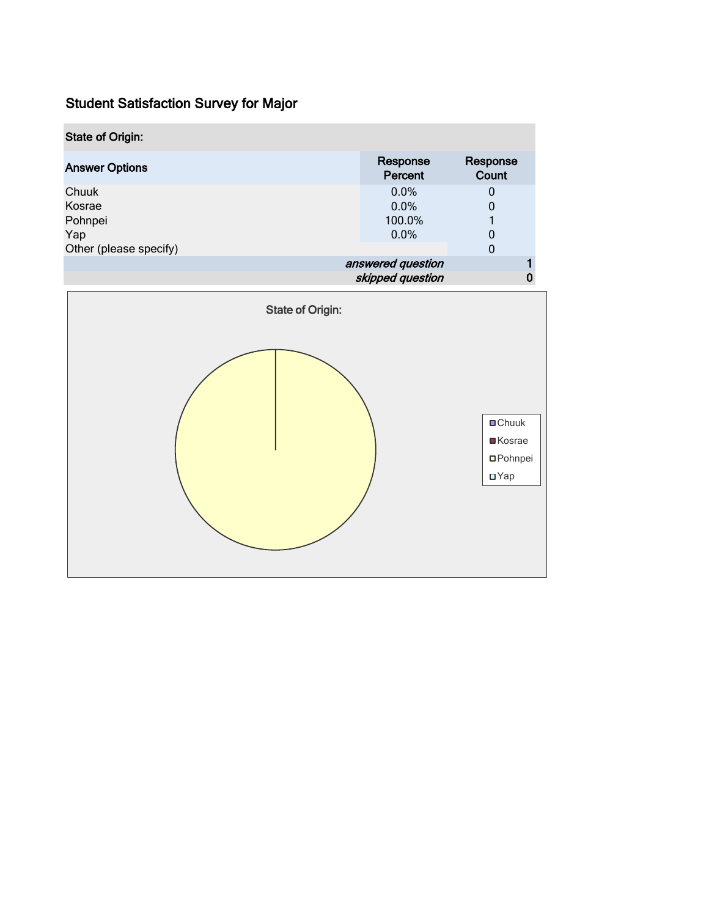# Student Satisfaction Survey for Major

| State of Origin: | | |
|---|---|---|
| **Answer Options** | **Response Percent** | **Response Count** |
| Chuuk | 0.0% | 0 |
| Kosrae | 0.0% | 0 |
| Pohnpei | 100.0% | 1 |
| Yap | 0.0% | 0 |
| Other (please specify) | | 0 |
| | *answered question* | 1 |
| | *skipped question* | 0 |

State of Origin:

- Chuuk
- Kosrae
- Pohnpei
- Yap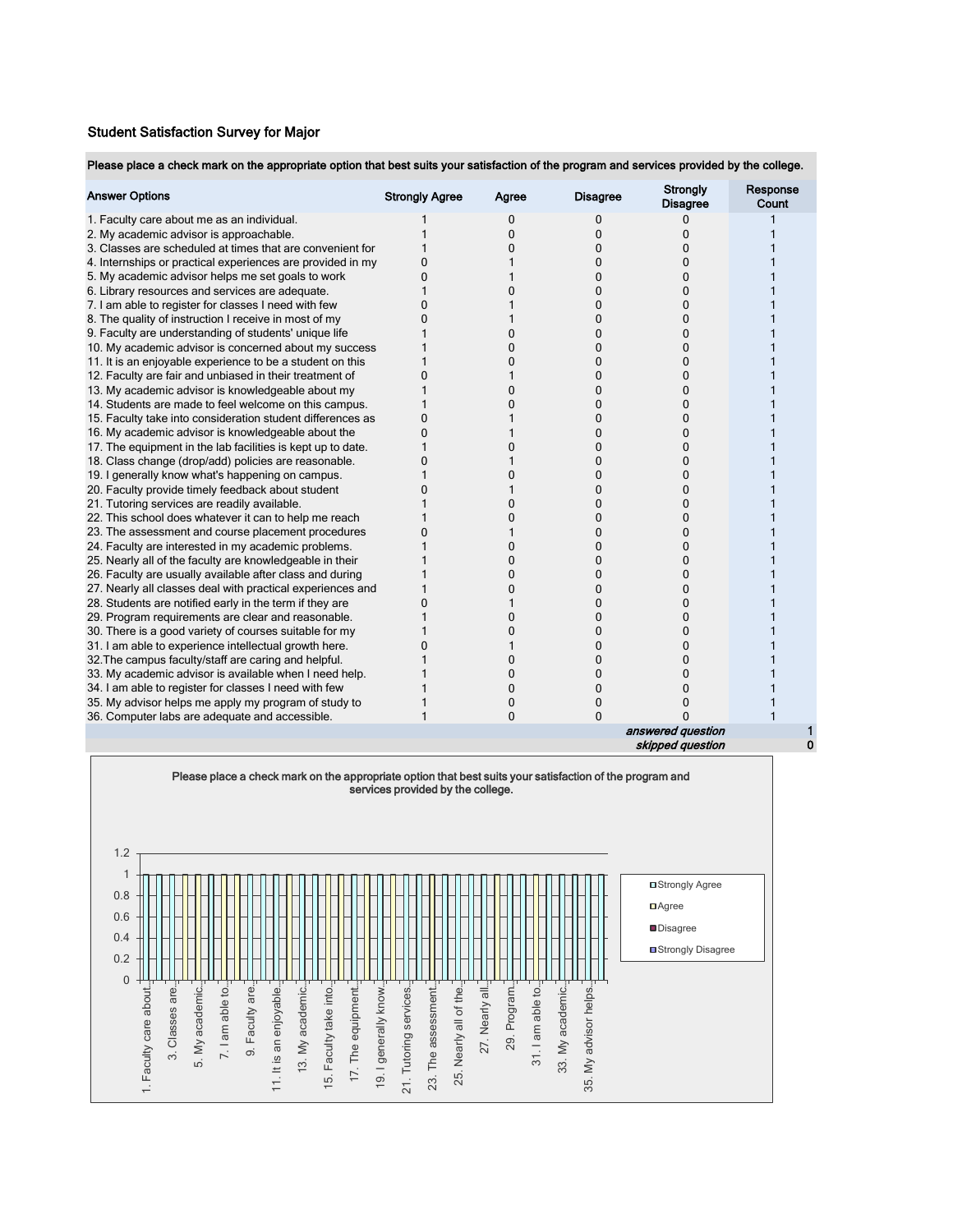## Student Satisfaction Survey for Major

| Please place a check mark on the appropriate option that best suits your satisfaction of the program and services provided by the college. | | | | | |
|---|---|---|---|---|---|
| **Answer Options** | **Strongly Agree** | **Agree** | **Disagree** | **Strongly Disagree** | **Response Count** |
| 1. Faculty care about me as an individual. | 1 | 0 | 0 | 0 | 1 |
| 2. My academic advisor is approachable. | 1 | 0 | 0 | 0 | 1 |
| 3. Classes are scheduled at times that are convenient for | 1 | 0 | 0 | 0 | 1 |
| 4. Internships or practical experiences are provided in my | 0 | 1 | 0 | 0 | 1 |
| 5. My academic advisor helps me set goals to work | 0 | 1 | 0 | 0 | 1 |
| 6. Library resources and services are adequate. | 1 | 0 | 0 | 0 | 1 |
| 7. I am able to register for classes I need with few | 0 | 1 | 0 | 0 | 1 |
| 8. The quality of instruction I receive in most of my | 0 | 1 | 0 | 0 | 1 |
| 9. Faculty are understanding of students' unique life | 1 | 0 | 0 | 0 | 1 |
| 10. My academic advisor is concerned about my success | 1 | 0 | 0 | 0 | 1 |
| 11. It is an enjoyable experience to be a student on this | 1 | 0 | 0 | 0 | 1 |
| 12. Faculty are fair and unbiased in their treatment of | 0 | 1 | 0 | 0 | 1 |
| 13. My academic advisor is knowledgeable about my | 1 | 0 | 0 | 0 | 1 |
| 14. Students are made to feel welcome on this campus. | 1 | 0 | 0 | 0 | 1 |
| 15. Faculty take into consideration student differences as | 0 | 1 | 0 | 0 | 1 |
| 16. My academic advisor is knowledgeable about the | 0 | 1 | 0 | 0 | 1 |
| 17. The equipment in the lab facilities is kept up to date. | 1 | 0 | 0 | 0 | 1 |
| 18. Class change (drop/add) policies are reasonable. | 0 | 1 | 0 | 0 | 1 |
| 19. I generally know what's happening on campus. | 1 | 0 | 0 | 0 | 1 |
| 20. Faculty provide timely feedback about student | 0 | 1 | 0 | 0 | 1 |
| 21. Tutoring services are readily available. | 1 | 0 | 0 | 0 | 1 |
| 22. This school does whatever it can to help me reach | 1 | 0 | 0 | 0 | 1 |
| 23. The assessment and course placement procedures | 0 | 1 | 0 | 0 | 1 |
| 24. Faculty are interested in my academic problems. | 1 | 0 | 0 | 0 | 1 |
| 25. Nearly all of the faculty are knowledgeable in their | 1 | 0 | 0 | 0 | 1 |
| 26. Faculty are usually available after class and during | 1 | 0 | 0 | 0 | 1 |
| 27. Nearly all classes deal with practical experiences and | 1 | 0 | 0 | 0 | 1 |
| 28. Students are notified early in the term if they are | 0 | 1 | 0 | 0 | 1 |
| 29. Program requirements are clear and reasonable. | 1 | 0 | 0 | 0 | 1 |
| 30. There is a good variety of courses suitable for my | 1 | 0 | 0 | 0 | 1 |
| 31. I am able to experience intellectual growth here. | 0 | 1 | 0 | 0 | 1 |
| 32.The campus faculty/staff are caring and helpful. | 1 | 0 | 0 | 0 | 1 |
| 33. My academic advisor is available when I need help. | 1 | 0 | 0 | 0 | 1 |
| 34. I am able to register for classes I need with few | 1 | 0 | 0 | 0 | 1 |
| 35. My advisor helps me apply my program of study to | 1 | 0 | 0 | 0 | 1 |
| 36. Computer labs are adequate and accessible. | 1 | 0 | 0 | 0 | 1 |
| | | | | *answered question* | 1 |
| | | | | *skipped question* | 0 |

Please place a check mark on the appropriate option that best suits your satisfaction of the program and services provided by the college.

1.2
1
0.8
0.6
0.4
0.2
0

1. Faculty care about...
3. Classes are...
5. My academic...
7. I am able to...
9. Faculty are...
11. It is an enjoyable...
13. My academic...
15. Faculty take into...
17. The equipment...
19. I generally know...
21. Tutoring services...
23. The assessment...
25. Nearly all of the...
27. Nearly all...
29. Program...
31. I am able to...
33. My academic...
35. My advisor helps...

Strongly Agree
Agree
Disagree
Strongly Disagree